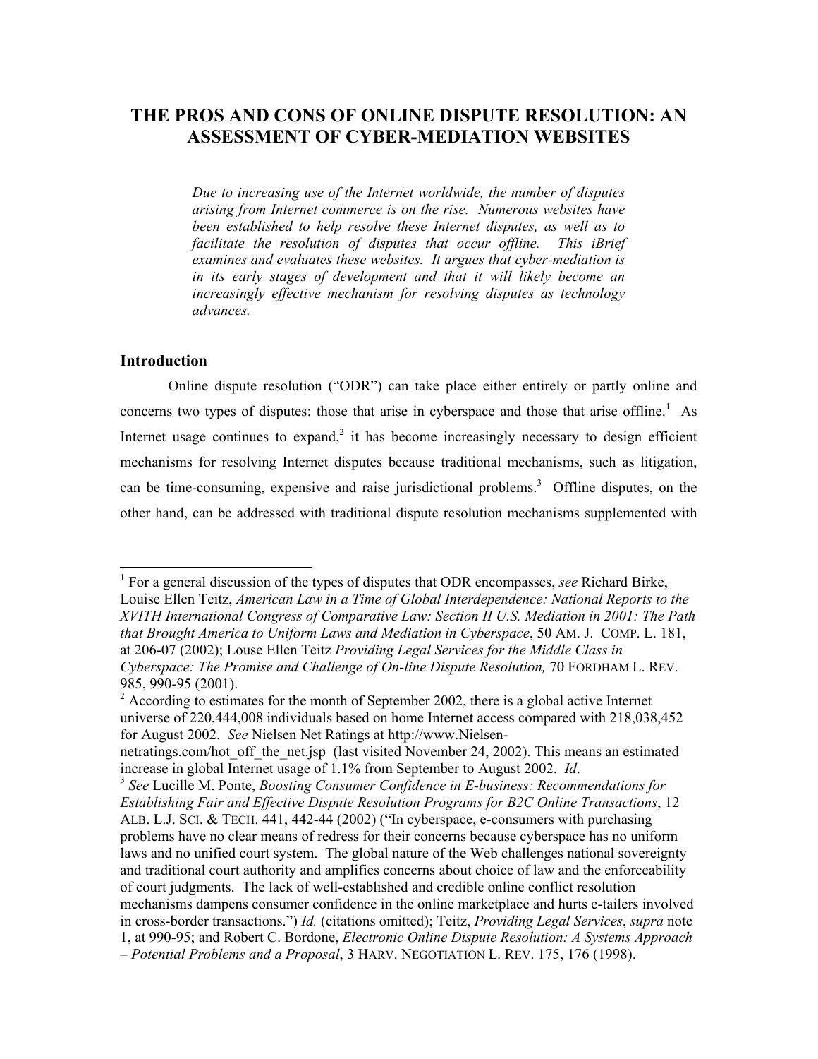# THE PROS AND CONS OF ONLINE DISPUTE RESOLUTION: AN ASSESSMENT OF CYBER-MEDIATION WEBSITES

*Due to increasing use of the Internet worldwide, the number of disputes arising from Internet commerce is on the rise. Numerous websites have been established to help resolve these Internet disputes, as well as to facilitate the resolution of disputes that occur offline. This iBrief examines and evaluates these websites. It argues that cyber-mediation is in its early stages of development and that it will likely become an increasingly effective mechanism for resolving disputes as technology advances.*

## Introduction

Online dispute resolution ("ODR") can take place either entirely or partly online and concerns two types of disputes: those that arise in cyberspace and those that arise offline.[1] As Internet usage continues to expand,[2] it has become increasingly necessary to design efficient mechanisms for resolving Internet disputes because traditional mechanisms, such as litigation, can be time-consuming, expensive and raise jurisdictional problems.[3] Offline disputes, on the other hand, can be addressed with traditional dispute resolution mechanisms supplemented with

---

[1] For a general discussion of the types of disputes that ODR encompasses, *see* Richard Birke, Louise Ellen Teitz, *American Law in a Time of Global Interdependence: National Reports to the XVITH International Congress of Comparative Law: Section II U.S. Mediation in 2001: The Path that Brought America to Uniform Laws and Mediation in Cyberspace*, 50 AM. J. COMP. L. 181, at 206-07 (2002); Louse Ellen Teitz *Providing Legal Services for the Middle Class in Cyberspace: The Promise and Challenge of On-line Dispute Resolution,* 70 FORDHAM L. REV. 985, 990-95 (2001).

[2] According to estimates for the month of September 2002, there is a global active Internet universe of 220,444,008 individuals based on home Internet access compared with 218,038,452 for August 2002. *See* Nielsen Net Ratings at http://www.Nielsen-netratings.com/hot_off_the_net.jsp (last visited November 24, 2002). This means an estimated increase in global Internet usage of 1.1% from September to August 2002. *Id*.

[3] *See* Lucille M. Ponte, *Boosting Consumer Confidence in E-business: Recommendations for Establishing Fair and Effective Dispute Resolution Programs for B2C Online Transactions*, 12 ALB. L.J. SCI. & TECH. 441, 442-44 (2002) ("In cyberspace, e-consumers with purchasing problems have no clear means of redress for their concerns because cyberspace has no uniform laws and no unified court system. The global nature of the Web challenges national sovereignty and traditional court authority and amplifies concerns about choice of law and the enforceability of court judgments. The lack of well-established and credible online conflict resolution mechanisms dampens consumer confidence in the online marketplace and hurts e-tailers involved in cross-border transactions.") *Id.* (citations omitted); Teitz, *Providing Legal Services*, *supra* note 1, at 990-95; and Robert C. Bordone, *Electronic Online Dispute Resolution: A Systems Approach – Potential Problems and a Proposal*, 3 HARV. NEGOTIATION L. REV. 175, 176 (1998).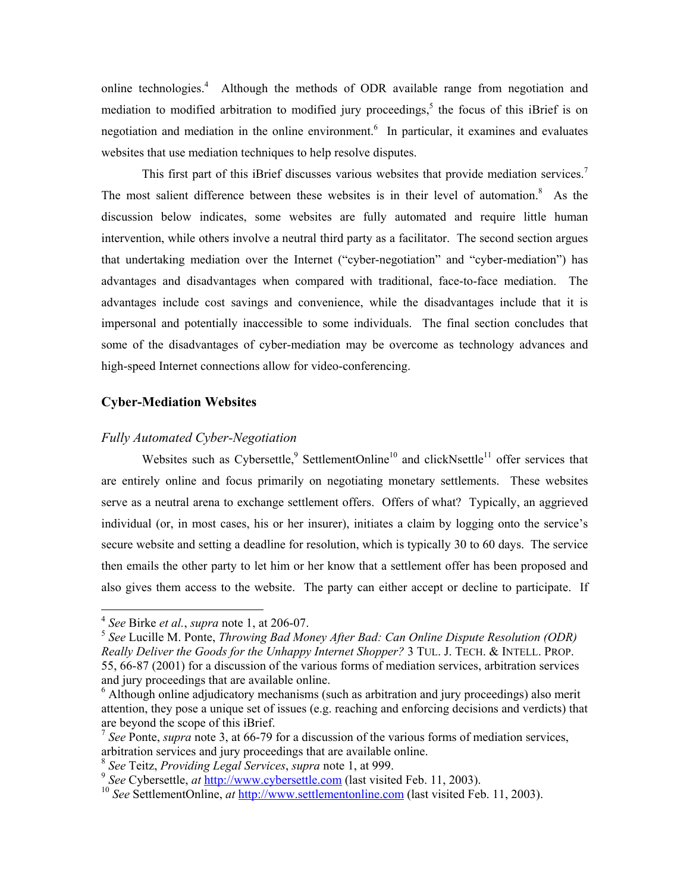online technologies.[4] Although the methods of ODR available range from negotiation and mediation to modified arbitration to modified jury proceedings,[5] the focus of this iBrief is on negotiation and mediation in the online environment.[6] In particular, it examines and evaluates websites that use mediation techniques to help resolve disputes.

This first part of this iBrief discusses various websites that provide mediation services.[7] The most salient difference between these websites is in their level of automation.[8] As the discussion below indicates, some websites are fully automated and require little human intervention, while others involve a neutral third party as a facilitator. The second section argues that undertaking mediation over the Internet ("cyber-negotiation" and "cyber-mediation") has advantages and disadvantages when compared with traditional, face-to-face mediation. The advantages include cost savings and convenience, while the disadvantages include that it is impersonal and potentially inaccessible to some individuals. The final section concludes that some of the disadvantages of cyber-mediation may be overcome as technology advances and high-speed Internet connections allow for video-conferencing.

## Cyber-Mediation Websites

### *Fully Automated Cyber-Negotiation*

Websites such as Cybersettle,[9] SettlementOnline[10] and clickNsettle[11] offer services that are entirely online and focus primarily on negotiating monetary settlements. These websites serve as a neutral arena to exchange settlement offers. Offers of what? Typically, an aggrieved individual (or, in most cases, his or her insurer), initiates a claim by logging onto the service's secure website and setting a deadline for resolution, which is typically 30 to 60 days. The service then emails the other party to let him or her know that a settlement offer has been proposed and also gives them access to the website. The party can either accept or decline to participate. If

---

[4] *See* Birke *et al.*, *supra* note 1, at 206-07.

[5] *See* Lucille M. Ponte, *Throwing Bad Money After Bad: Can Online Dispute Resolution (ODR) Really Deliver the Goods for the Unhappy Internet Shopper?* 3 TUL. J. TECH. & INTELL. PROP. 55, 66-87 (2001) for a discussion of the various forms of mediation services, arbitration services and jury proceedings that are available online.

[6] Although online adjudicatory mechanisms (such as arbitration and jury proceedings) also merit attention, they pose a unique set of issues (e.g. reaching and enforcing decisions and verdicts) that are beyond the scope of this iBrief.

[7] *See* Ponte, *supra* note 3, at 66-79 for a discussion of the various forms of mediation services, arbitration services and jury proceedings that are available online.

[8] *See* Teitz, *Providing Legal Services*, *supra* note 1, at 999.

[9] *See* Cybersettle, *at* http://www.cybersettle.com (last visited Feb. 11, 2003).

[10] *See* SettlementOnline, *at* http://www.settlementonline.com (last visited Feb. 11, 2003).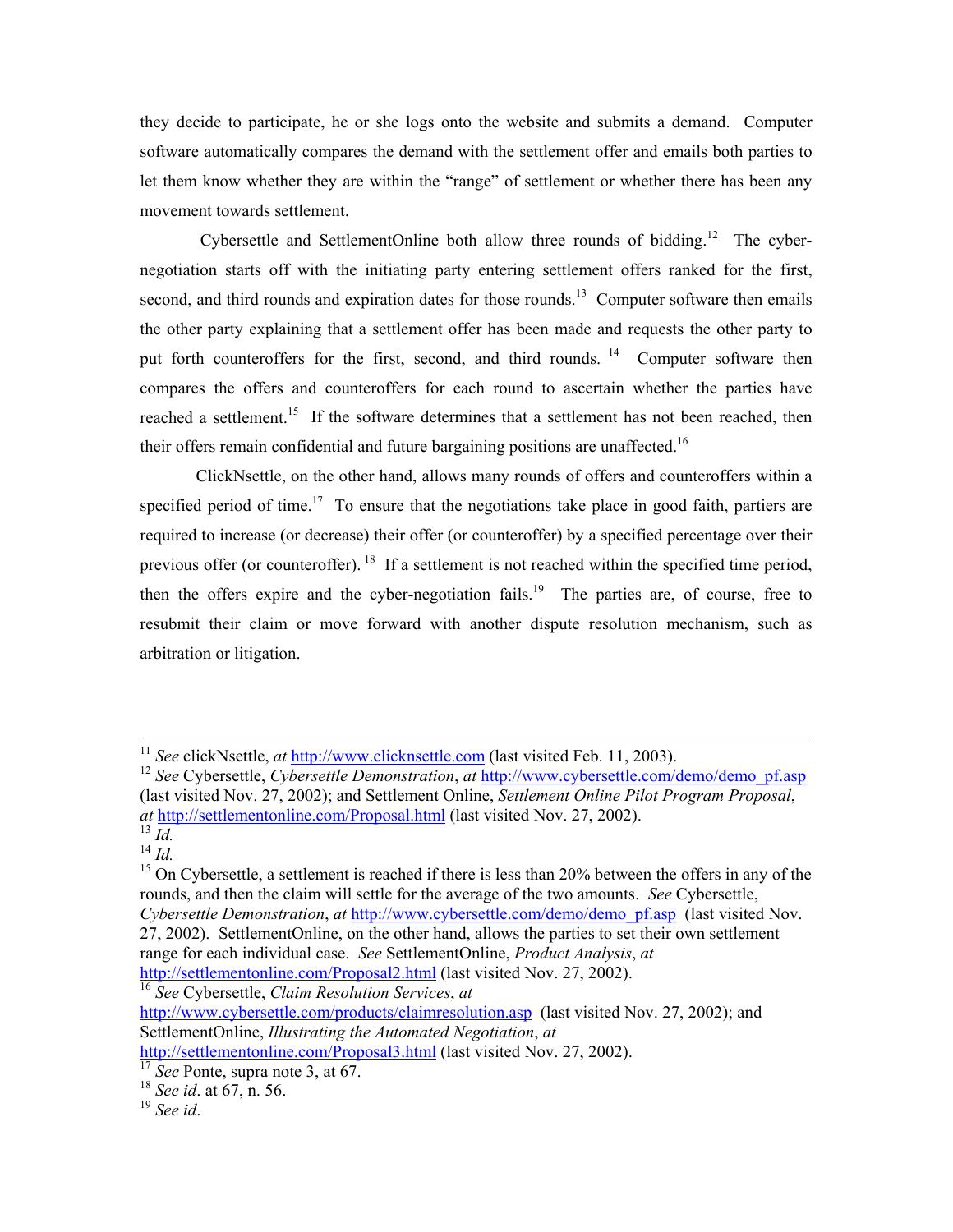they decide to participate, he or she logs onto the website and submits a demand. Computer software automatically compares the demand with the settlement offer and emails both parties to let them know whether they are within the "range" of settlement or whether there has been any movement towards settlement.

Cybersettle and SettlementOnline both allow three rounds of bidding.[12] The cyber-negotiation starts off with the initiating party entering settlement offers ranked for the first, second, and third rounds and expiration dates for those rounds.[13] Computer software then emails the other party explaining that a settlement offer has been made and requests the other party to put forth counteroffers for the first, second, and third rounds.[14] Computer software then compares the offers and counteroffers for each round to ascertain whether the parties have reached a settlement.[15] If the software determines that a settlement has not been reached, then their offers remain confidential and future bargaining positions are unaffected.[16]

ClickNsettle, on the other hand, allows many rounds of offers and counteroffers within a specified period of time.[17] To ensure that the negotiations take place in good faith, partiers are required to increase (or decrease) their offer (or counteroffer) by a specified percentage over their previous offer (or counteroffer).[18] If a settlement is not reached within the specified time period, then the offers expire and the cyber-negotiation fails.[19] The parties are, of course, free to resubmit their claim or move forward with another dispute resolution mechanism, such as arbitration or litigation.

---

[11] *See* clickNsettle, *at* http://www.clicknsettle.com (last visited Feb. 11, 2003).

[12] *See* Cybersettle, *Cybersettle Demonstration*, *at* http://www.cybersettle.com/demo/demo_pf.asp (last visited Nov. 27, 2002); and Settlement Online, *Settlement Online Pilot Program Proposal*, *at* http://settlementonline.com/Proposal.html (last visited Nov. 27, 2002).

[13] *Id.*

[14] *Id.*

[15] On Cybersettle, a settlement is reached if there is less than 20% between the offers in any of the rounds, and then the claim will settle for the average of the two amounts. *See* Cybersettle, *Cybersettle Demonstration*, *at* http://www.cybersettle.com/demo/demo_pf.asp (last visited Nov. 27, 2002). SettlementOnline, on the other hand, allows the parties to set their own settlement range for each individual case. *See* SettlementOnline, *Product Analysis*, *at* http://settlementonline.com/Proposal2.html (last visited Nov. 27, 2002).

[16] *See* Cybersettle, *Claim Resolution Services*, *at* http://www.cybersettle.com/products/claimresolution.asp (last visited Nov. 27, 2002); and SettlementOnline, *Illustrating the Automated Negotiation*, *at* http://settlementonline.com/Proposal3.html (last visited Nov. 27, 2002).

[17] *See* Ponte, supra note 3, at 67.

[18] *See id*. at 67, n. 56.

[19] *See id*.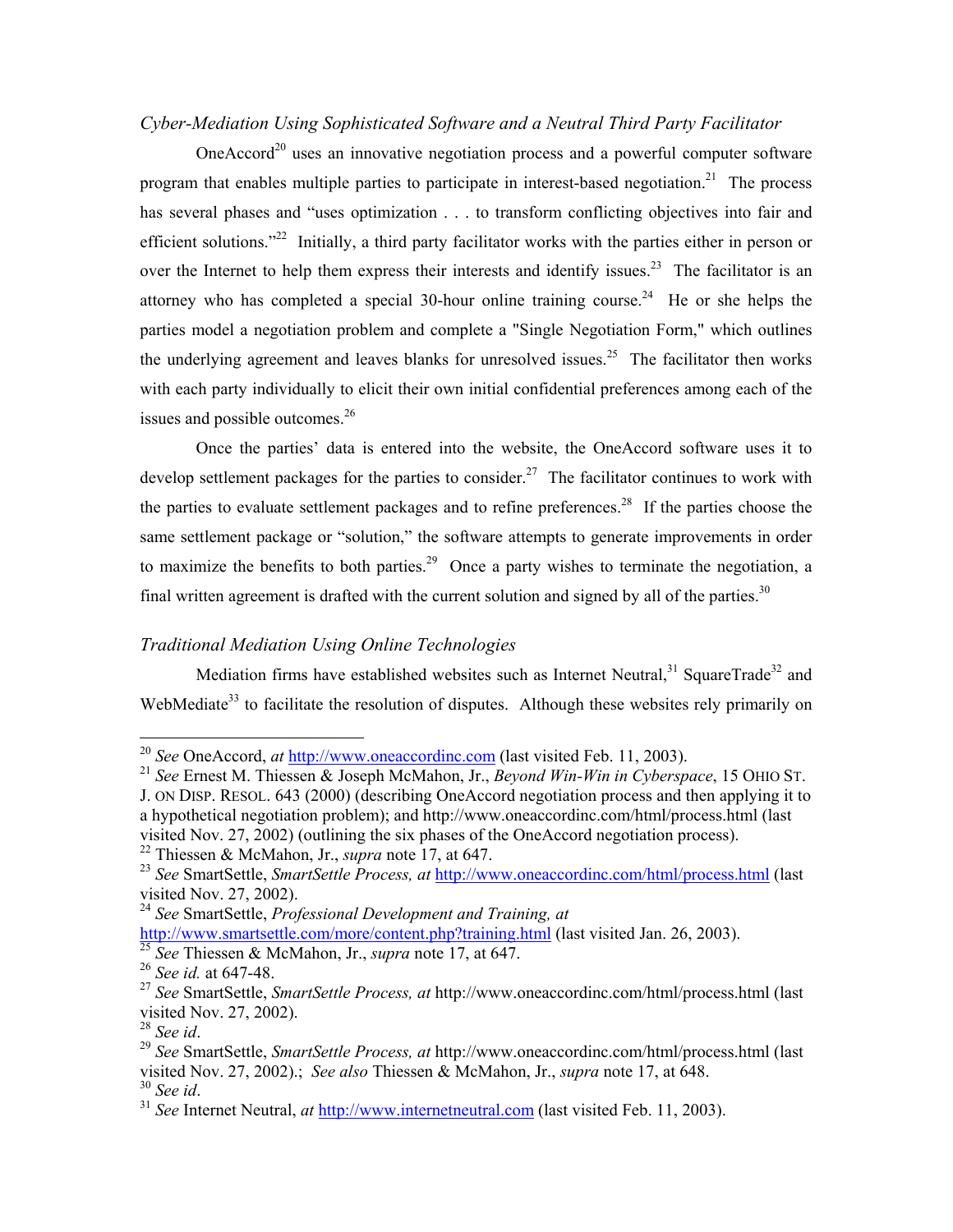*Cyber-Mediation Using Sophisticated Software and a Neutral Third Party Facilitator*

OneAccord[20] uses an innovative negotiation process and a powerful computer software program that enables multiple parties to participate in interest-based negotiation.[21] The process has several phases and "uses optimization . . . to transform conflicting objectives into fair and efficient solutions."[22] Initially, a third party facilitator works with the parties either in person or over the Internet to help them express their interests and identify issues.[23] The facilitator is an attorney who has completed a special 30-hour online training course.[24] He or she helps the parties model a negotiation problem and complete a "Single Negotiation Form," which outlines the underlying agreement and leaves blanks for unresolved issues.[25] The facilitator then works with each party individually to elicit their own initial confidential preferences among each of the issues and possible outcomes.[26]

Once the parties' data is entered into the website, the OneAccord software uses it to develop settlement packages for the parties to consider.[27] The facilitator continues to work with the parties to evaluate settlement packages and to refine preferences.[28] If the parties choose the same settlement package or "solution," the software attempts to generate improvements in order to maximize the benefits to both parties.[29] Once a party wishes to terminate the negotiation, a final written agreement is drafted with the current solution and signed by all of the parties.[30]

*Traditional Mediation Using Online Technologies*

Mediation firms have established websites such as Internet Neutral,[31] SquareTrade[32] and WebMediate[33] to facilitate the resolution of disputes. Although these websites rely primarily on

---

[20] *See* OneAccord, *at* http://www.oneaccordinc.com (last visited Feb. 11, 2003).

[21] *See* Ernest M. Thiessen & Joseph McMahon, Jr., *Beyond Win-Win in Cyberspace*, 15 OHIO ST. J. ON DISP. RESOL. 643 (2000) (describing OneAccord negotiation process and then applying it to a hypothetical negotiation problem); and http://www.oneaccordinc.com/html/process.html (last visited Nov. 27, 2002) (outlining the six phases of the OneAccord negotiation process).

[22] Thiessen & McMahon, Jr., *supra* note 17, at 647.

[23] *See* SmartSettle, *SmartSettle Process, at* http://www.oneaccordinc.com/html/process.html (last visited Nov. 27, 2002).

[24] *See* SmartSettle, *Professional Development and Training, at* http://www.smartsettle.com/more/content.php?training.html (last visited Jan. 26, 2003).

[25] *See* Thiessen & McMahon, Jr., *supra* note 17, at 647.

[26] *See id.* at 647-48.

[27] *See* SmartSettle, *SmartSettle Process, at* http://www.oneaccordinc.com/html/process.html (last visited Nov. 27, 2002).

[28] *See id*.

[29] *See* SmartSettle, *SmartSettle Process, at* http://www.oneaccordinc.com/html/process.html (last visited Nov. 27, 2002).; *See also* Thiessen & McMahon, Jr., *supra* note 17, at 648.

[30] *See id*.

[31] *See* Internet Neutral, *at* http://www.internetneutral.com (last visited Feb. 11, 2003).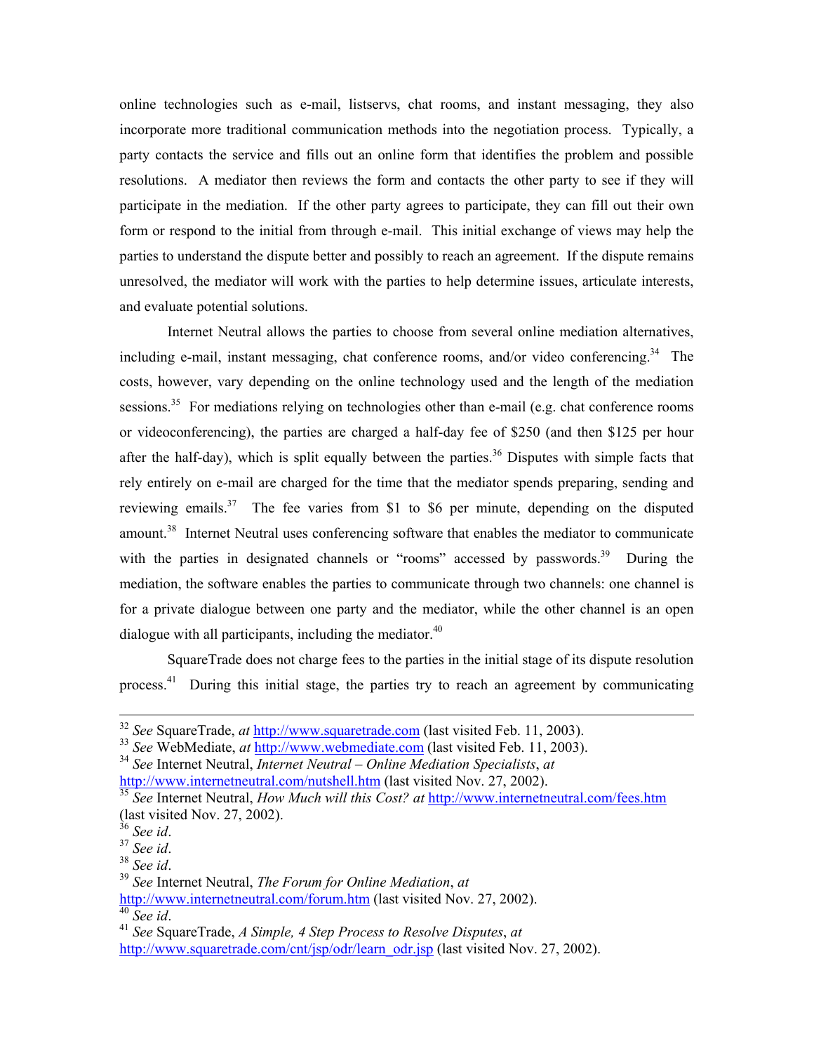online technologies such as e-mail, listservs, chat rooms, and instant messaging, they also incorporate more traditional communication methods into the negotiation process. Typically, a party contacts the service and fills out an online form that identifies the problem and possible resolutions. A mediator then reviews the form and contacts the other party to see if they will participate in the mediation. If the other party agrees to participate, they can fill out their own form or respond to the initial from through e-mail. This initial exchange of views may help the parties to understand the dispute better and possibly to reach an agreement. If the dispute remains unresolved, the mediator will work with the parties to help determine issues, articulate interests, and evaluate potential solutions.

Internet Neutral allows the parties to choose from several online mediation alternatives, including e-mail, instant messaging, chat conference rooms, and/or video conferencing.[34] The costs, however, vary depending on the online technology used and the length of the mediation sessions.[35] For mediations relying on technologies other than e-mail (e.g. chat conference rooms or videoconferencing), the parties are charged a half-day fee of $250 (and then $125 per hour after the half-day), which is split equally between the parties.[36] Disputes with simple facts that rely entirely on e-mail are charged for the time that the mediator spends preparing, sending and reviewing emails.[37] The fee varies from $1 to $6 per minute, depending on the disputed amount.[38] Internet Neutral uses conferencing software that enables the mediator to communicate with the parties in designated channels or "rooms" accessed by passwords.[39] During the mediation, the software enables the parties to communicate through two channels: one channel is for a private dialogue between one party and the mediator, while the other channel is an open dialogue with all participants, including the mediator.[40]

SquareTrade does not charge fees to the parties in the initial stage of its dispute resolution process.[41] During this initial stage, the parties try to reach an agreement by communicating

---

[32] *See* SquareTrade, *at* http://www.squaretrade.com (last visited Feb. 11, 2003).

[33] *See* WebMediate, *at* http://www.webmediate.com (last visited Feb. 11, 2003).

[34] *See* Internet Neutral, *Internet Neutral – Online Mediation Specialists*, *at* http://www.internetneutral.com/nutshell.htm (last visited Nov. 27, 2002).

[35] *See* Internet Neutral, *How Much will this Cost? at* http://www.internetneutral.com/fees.htm (last visited Nov. 27, 2002).

[36] *See id*.

[37] *See id*.

[38] *See id*.

[39] *See* Internet Neutral, *The Forum for Online Mediation*, *at* http://www.internetneutral.com/forum.htm (last visited Nov. 27, 2002).

[40] *See id*.

[41] *See* SquareTrade, *A Simple, 4 Step Process to Resolve Disputes*, *at* http://www.squaretrade.com/cnt/jsp/odr/learn_odr.jsp (last visited Nov. 27, 2002).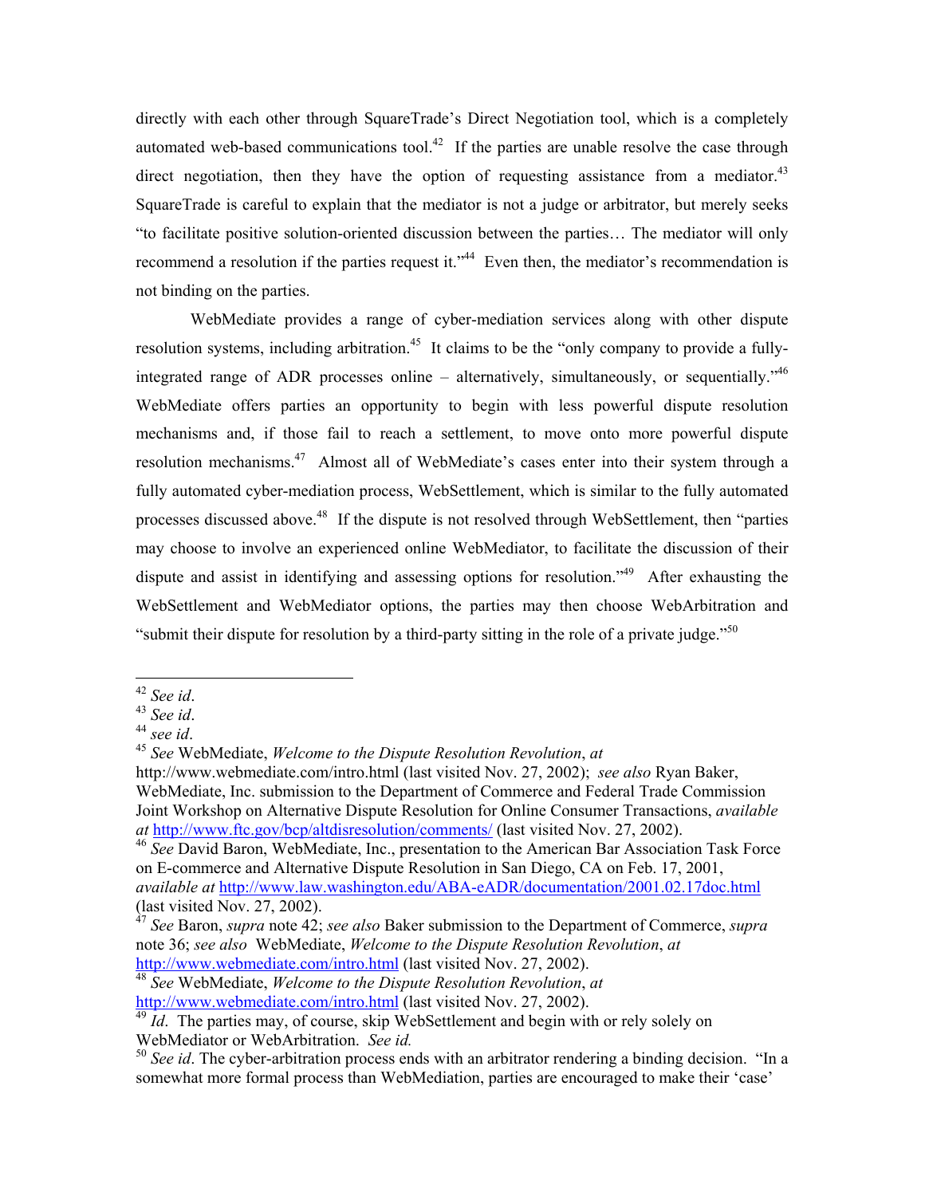directly with each other through SquareTrade's Direct Negotiation tool, which is a completely automated web-based communications tool.[42] If the parties are unable resolve the case through direct negotiation, then they have the option of requesting assistance from a mediator.[43] SquareTrade is careful to explain that the mediator is not a judge or arbitrator, but merely seeks "to facilitate positive solution-oriented discussion between the parties… The mediator will only recommend a resolution if the parties request it."[44] Even then, the mediator's recommendation is not binding on the parties.

WebMediate provides a range of cyber-mediation services along with other dispute resolution systems, including arbitration.[45] It claims to be the "only company to provide a fully-integrated range of ADR processes online – alternatively, simultaneously, or sequentially."[46] WebMediate offers parties an opportunity to begin with less powerful dispute resolution mechanisms and, if those fail to reach a settlement, to move onto more powerful dispute resolution mechanisms.[47] Almost all of WebMediate's cases enter into their system through a fully automated cyber-mediation process, WebSettlement, which is similar to the fully automated processes discussed above.[48] If the dispute is not resolved through WebSettlement, then "parties may choose to involve an experienced online WebMediator, to facilitate the discussion of their dispute and assist in identifying and assessing options for resolution."[49] After exhausting the WebSettlement and WebMediator options, the parties may then choose WebArbitration and "submit their dispute for resolution by a third-party sitting in the role of a private judge."[50]

---

[42] *See id*.

[43] *See id*.

[44] *see id*.

[45] *See* WebMediate, *Welcome to the Dispute Resolution Revolution*, *at* http://www.webmediate.com/intro.html (last visited Nov. 27, 2002); *see also* Ryan Baker, WebMediate, Inc. submission to the Department of Commerce and Federal Trade Commission Joint Workshop on Alternative Dispute Resolution for Online Consumer Transactions, *available at* http://www.ftc.gov/bcp/altdisresolution/comments/ (last visited Nov. 27, 2002).

[46] *See* David Baron, WebMediate, Inc., presentation to the American Bar Association Task Force on E-commerce and Alternative Dispute Resolution in San Diego, CA on Feb. 17, 2001, *available at* http://www.law.washington.edu/ABA-eADR/documentation/2001.02.17doc.html (last visited Nov. 27, 2002).

[47] *See* Baron, *supra* note 42; *see also* Baker submission to the Department of Commerce, *supra* note 36; *see also* WebMediate, *Welcome to the Dispute Resolution Revolution*, *at* http://www.webmediate.com/intro.html (last visited Nov. 27, 2002).

[48] *See* WebMediate, *Welcome to the Dispute Resolution Revolution*, *at* http://www.webmediate.com/intro.html (last visited Nov. 27, 2002).

[49] *Id*. The parties may, of course, skip WebSettlement and begin with or rely solely on WebMediator or WebArbitration. *See id.*

[50] *See id*. The cyber-arbitration process ends with an arbitrator rendering a binding decision. "In a somewhat more formal process than WebMediation, parties are encouraged to make their 'case'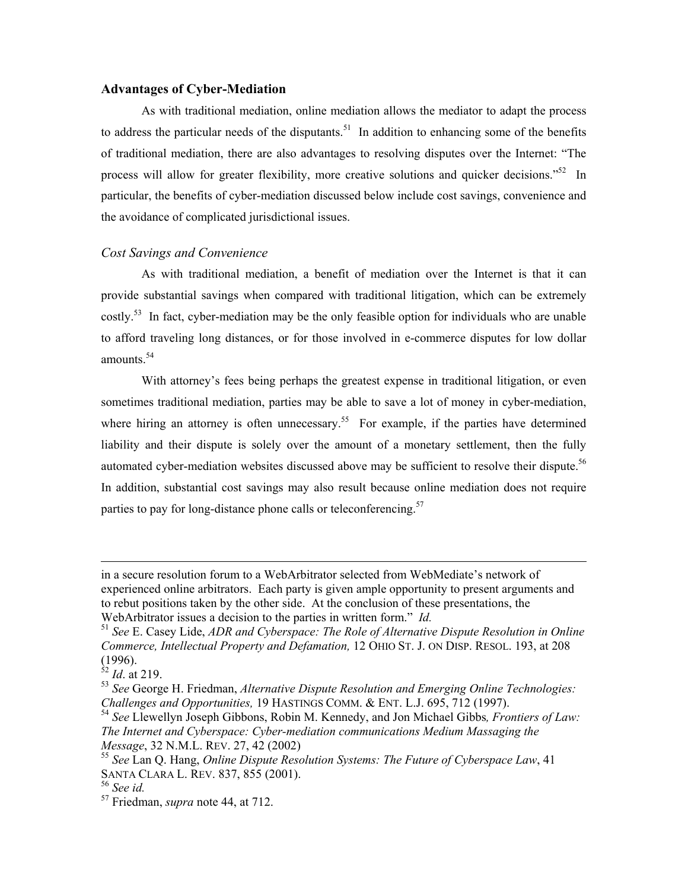### Advantages of Cyber-Mediation

As with traditional mediation, online mediation allows the mediator to adapt the process to address the particular needs of the disputants.[51] In addition to enhancing some of the benefits of traditional mediation, there are also advantages to resolving disputes over the Internet: "The process will allow for greater flexibility, more creative solutions and quicker decisions."[52] In particular, the benefits of cyber-mediation discussed below include cost savings, convenience and the avoidance of complicated jurisdictional issues.

*Cost Savings and Convenience*

As with traditional mediation, a benefit of mediation over the Internet is that it can provide substantial savings when compared with traditional litigation, which can be extremely costly.[53] In fact, cyber-mediation may be the only feasible option for individuals who are unable to afford traveling long distances, or for those involved in e-commerce disputes for low dollar amounts.[54]

With attorney's fees being perhaps the greatest expense in traditional litigation, or even sometimes traditional mediation, parties may be able to save a lot of money in cyber-mediation, where hiring an attorney is often unnecessary.[55] For example, if the parties have determined liability and their dispute is solely over the amount of a monetary settlement, then the fully automated cyber-mediation websites discussed above may be sufficient to resolve their dispute.[56] In addition, substantial cost savings may also result because online mediation does not require parties to pay for long-distance phone calls or teleconferencing.[57]

---

in a secure resolution forum to a WebArbitrator selected from WebMediate's network of experienced online arbitrators. Each party is given ample opportunity to present arguments and to rebut positions taken by the other side. At the conclusion of these presentations, the WebArbitrator issues a decision to the parties in written form." *Id.*

[51] *See* E. Casey Lide, *ADR and Cyberspace: The Role of Alternative Dispute Resolution in Online Commerce, Intellectual Property and Defamation,* 12 OHIO ST. J. ON DISP. RESOL. 193, at 208 (1996).

[52] *Id*. at 219.

[53] *See* George H. Friedman, *Alternative Dispute Resolution and Emerging Online Technologies: Challenges and Opportunities,* 19 HASTINGS COMM. & ENT. L.J. 695, 712 (1997).

[54] *See* Llewellyn Joseph Gibbons, Robin M. Kennedy, and Jon Michael Gibbs*, Frontiers of Law: The Internet and Cyberspace: Cyber-mediation communications Medium Massaging the Message*, 32 N.M.L. REV. 27, 42 (2002)

[55] *See* Lan Q. Hang, *Online Dispute Resolution Systems: The Future of Cyberspace Law*, 41 SANTA CLARA L. REV. 837, 855 (2001).

[56] *See id.*

[57] Friedman, *supra* note 44, at 712.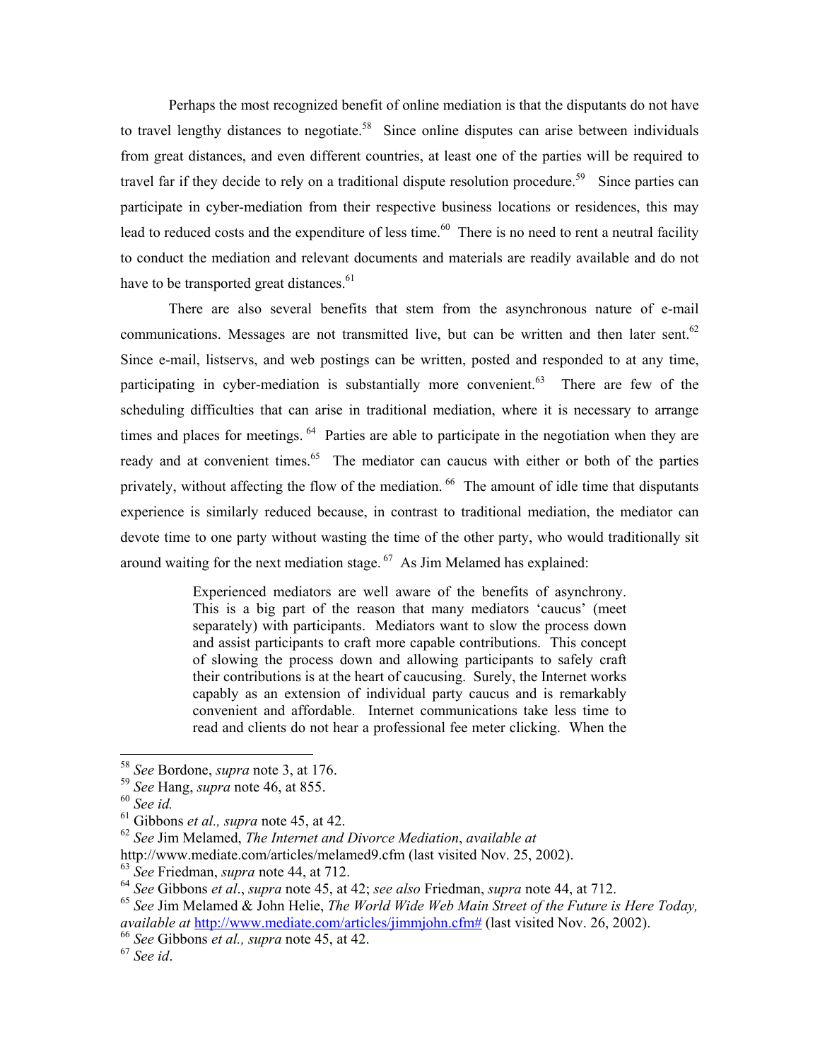Perhaps the most recognized benefit of online mediation is that the disputants do not have to travel lengthy distances to negotiate.[58] Since online disputes can arise between individuals from great distances, and even different countries, at least one of the parties will be required to travel far if they decide to rely on a traditional dispute resolution procedure.[59] Since parties can participate in cyber-mediation from their respective business locations or residences, this may lead to reduced costs and the expenditure of less time.[60] There is no need to rent a neutral facility to conduct the mediation and relevant documents and materials are readily available and do not have to be transported great distances.[61]

There are also several benefits that stem from the asynchronous nature of e-mail communications. Messages are not transmitted live, but can be written and then later sent.[62] Since e-mail, listservs, and web postings can be written, posted and responded to at any time, participating in cyber-mediation is substantially more convenient.[63] There are few of the scheduling difficulties that can arise in traditional mediation, where it is necessary to arrange times and places for meetings.[64] Parties are able to participate in the negotiation when they are ready and at convenient times.[65] The mediator can caucus with either or both of the parties privately, without affecting the flow of the mediation.[66] The amount of idle time that disputants experience is similarly reduced because, in contrast to traditional mediation, the mediator can devote time to one party without wasting the time of the other party, who would traditionally sit around waiting for the next mediation stage.[67] As Jim Melamed has explained:

> Experienced mediators are well aware of the benefits of asynchrony. This is a big part of the reason that many mediators 'caucus' (meet separately) with participants. Mediators want to slow the process down and assist participants to craft more capable contributions. This concept of slowing the process down and allowing participants to safely craft their contributions is at the heart of caucusing. Surely, the Internet works capably as an extension of individual party caucus and is remarkably convenient and affordable. Internet communications take less time to read and clients do not hear a professional fee meter clicking. When the

---

[58] *See* Bordone, *supra* note 3, at 176.
[59] *See* Hang, *supra* note 46, at 855.
[60] *See id.*
[61] Gibbons *et al., supra* note 45, at 42.
[62] *See* Jim Melamed, *The Internet and Divorce Mediation*, *available at* http://www.mediate.com/articles/melamed9.cfm (last visited Nov. 25, 2002).
[63] *See* Friedman, *supra* note 44, at 712.
[64] *See* Gibbons *et al*., *supra* note 45, at 42; *see also* Friedman, *supra* note 44, at 712.
[65] *See* Jim Melamed & John Helie, *The World Wide Web Main Street of the Future is Here Today, available at* http://www.mediate.com/articles/jimmjohn.cfm# (last visited Nov. 26, 2002).
[66] *See* Gibbons *et al., supra* note 45, at 42.
[67] *See id*.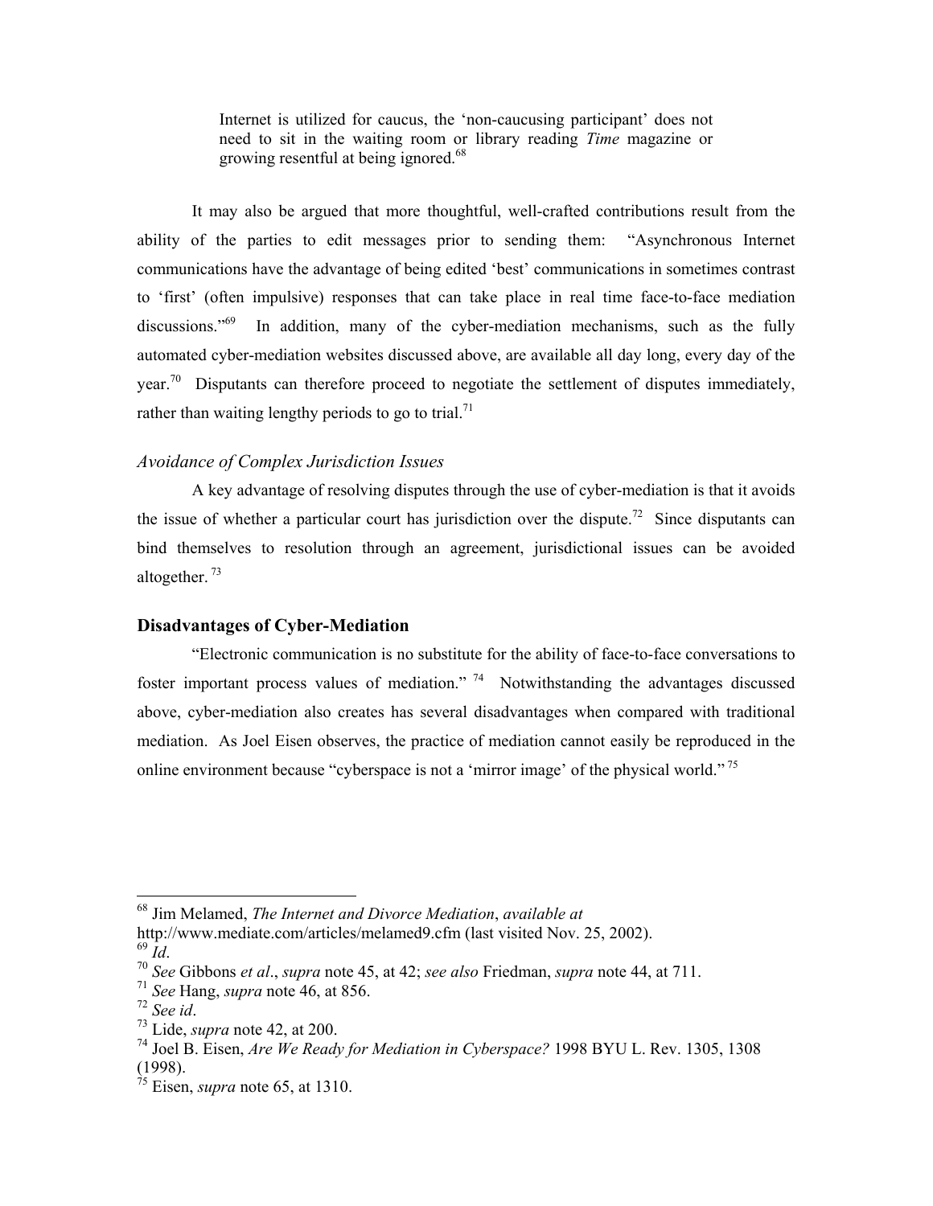> Internet is utilized for caucus, the 'non-caucusing participant' does not need to sit in the waiting room or library reading *Time* magazine or growing resentful at being ignored.[68]

It may also be argued that more thoughtful, well-crafted contributions result from the ability of the parties to edit messages prior to sending them: "Asynchronous Internet communications have the advantage of being edited 'best' communications in sometimes contrast to 'first' (often impulsive) responses that can take place in real time face-to-face mediation discussions."[69] In addition, many of the cyber-mediation mechanisms, such as the fully automated cyber-mediation websites discussed above, are available all day long, every day of the year.[70] Disputants can therefore proceed to negotiate the settlement of disputes immediately, rather than waiting lengthy periods to go to trial.[71]

### *Avoidance of Complex Jurisdiction Issues*

A key advantage of resolving disputes through the use of cyber-mediation is that it avoids the issue of whether a particular court has jurisdiction over the dispute.[72] Since disputants can bind themselves to resolution through an agreement, jurisdictional issues can be avoided altogether.[73]

## **Disadvantages of Cyber-Mediation**

"Electronic communication is no substitute for the ability of face-to-face conversations to foster important process values of mediation."[74] Notwithstanding the advantages discussed above, cyber-mediation also creates has several disadvantages when compared with traditional mediation. As Joel Eisen observes, the practice of mediation cannot easily be reproduced in the online environment because "cyberspace is not a 'mirror image' of the physical world."[75]

---

[68] Jim Melamed, *The Internet and Divorce Mediation*, *available at* http://www.mediate.com/articles/melamed9.cfm (last visited Nov. 25, 2002).

[69] *Id*.

[70] *See* Gibbons *et al*., *supra* note 45, at 42; *see also* Friedman, *supra* note 44, at 711.

[71] *See* Hang, *supra* note 46, at 856.

[72] *See id*.

[73] Lide, *supra* note 42, at 200.

[74] Joel B. Eisen, *Are We Ready for Mediation in Cyberspace?* 1998 BYU L. Rev. 1305, 1308 (1998).

[75] Eisen, *supra* note 65, at 1310.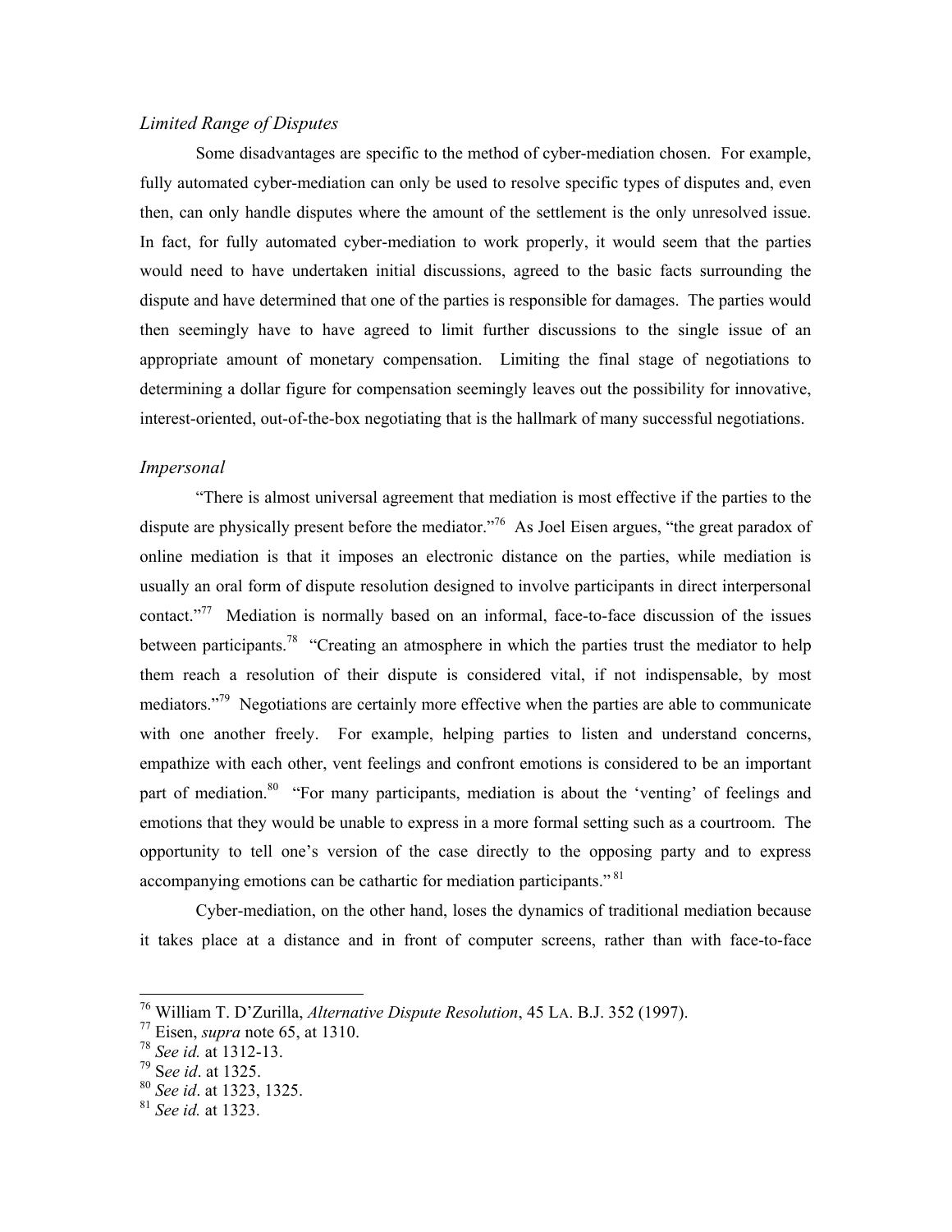### *Limited Range of Disputes*

Some disadvantages are specific to the method of cyber-mediation chosen. For example, fully automated cyber-mediation can only be used to resolve specific types of disputes and, even then, can only handle disputes where the amount of the settlement is the only unresolved issue. In fact, for fully automated cyber-mediation to work properly, it would seem that the parties would need to have undertaken initial discussions, agreed to the basic facts surrounding the dispute and have determined that one of the parties is responsible for damages. The parties would then seemingly have to have agreed to limit further discussions to the single issue of an appropriate amount of monetary compensation. Limiting the final stage of negotiations to determining a dollar figure for compensation seemingly leaves out the possibility for innovative, interest-oriented, out-of-the-box negotiating that is the hallmark of many successful negotiations.

### *Impersonal*

"There is almost universal agreement that mediation is most effective if the parties to the dispute are physically present before the mediator."[76] As Joel Eisen argues, "the great paradox of online mediation is that it imposes an electronic distance on the parties, while mediation is usually an oral form of dispute resolution designed to involve participants in direct interpersonal contact."[77] Mediation is normally based on an informal, face-to-face discussion of the issues between participants.[78] "Creating an atmosphere in which the parties trust the mediator to help them reach a resolution of their dispute is considered vital, if not indispensable, by most mediators."[79] Negotiations are certainly more effective when the parties are able to communicate with one another freely. For example, helping parties to listen and understand concerns, empathize with each other, vent feelings and confront emotions is considered to be an important part of mediation.[80] "For many participants, mediation is about the 'venting' of feelings and emotions that they would be unable to express in a more formal setting such as a courtroom. The opportunity to tell one's version of the case directly to the opposing party and to express accompanying emotions can be cathartic for mediation participants."[81]

Cyber-mediation, on the other hand, loses the dynamics of traditional mediation because it takes place at a distance and in front of computer screens, rather than with face-to-face

---

[76] William T. D'Zurilla, *Alternative Dispute Resolution*, 45 LA. B.J. 352 (1997).
[77] Eisen, *supra* note 65, at 1310.
[78] *See id.* at 1312-13.
[79] S*ee id*. at 1325.
[80] *See id*. at 1323, 1325.
[81] *See id.* at 1323.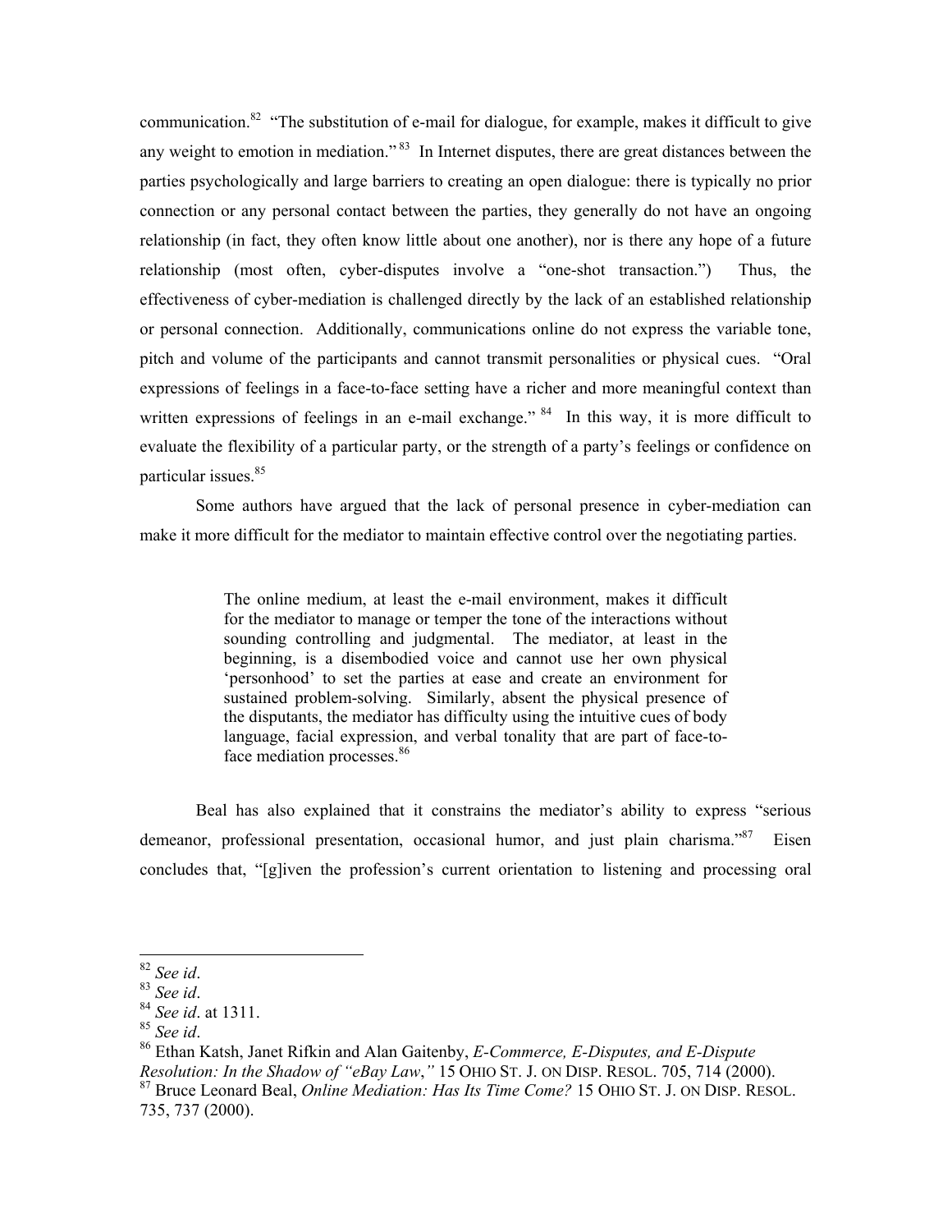communication.[82] "The substitution of e-mail for dialogue, for example, makes it difficult to give any weight to emotion in mediation."[83] In Internet disputes, there are great distances between the parties psychologically and large barriers to creating an open dialogue: there is typically no prior connection or any personal contact between the parties, they generally do not have an ongoing relationship (in fact, they often know little about one another), nor is there any hope of a future relationship (most often, cyber-disputes involve a "one-shot transaction.") Thus, the effectiveness of cyber-mediation is challenged directly by the lack of an established relationship or personal connection. Additionally, communications online do not express the variable tone, pitch and volume of the participants and cannot transmit personalities or physical cues. "Oral expressions of feelings in a face-to-face setting have a richer and more meaningful context than written expressions of feelings in an e-mail exchange."[84] In this way, it is more difficult to evaluate the flexibility of a particular party, or the strength of a party's feelings or confidence on particular issues.[85]

Some authors have argued that the lack of personal presence in cyber-mediation can make it more difficult for the mediator to maintain effective control over the negotiating parties.

> The online medium, at least the e-mail environment, makes it difficult for the mediator to manage or temper the tone of the interactions without sounding controlling and judgmental. The mediator, at least in the beginning, is a disembodied voice and cannot use her own physical 'personhood' to set the parties at ease and create an environment for sustained problem-solving. Similarly, absent the physical presence of the disputants, the mediator has difficulty using the intuitive cues of body language, facial expression, and verbal tonality that are part of face-to-face mediation processes.[86]

Beal has also explained that it constrains the mediator's ability to express "serious demeanor, professional presentation, occasional humor, and just plain charisma."[87] Eisen concludes that, "[g]iven the profession's current orientation to listening and processing oral

---

[82] *See id*.

[83] *See id*.

[84] *See id*. at 1311.

[85] *See id*.

[86] Ethan Katsh, Janet Rifkin and Alan Gaitenby, *E-Commerce, E-Disputes, and E-Dispute Resolution: In the Shadow of "eBay Law*,*"* 15 OHIO ST. J. ON DISP. RESOL. 705, 714 (2000).

[87] Bruce Leonard Beal, *Online Mediation: Has Its Time Come?* 15 OHIO ST. J. ON DISP. RESOL. 735, 737 (2000).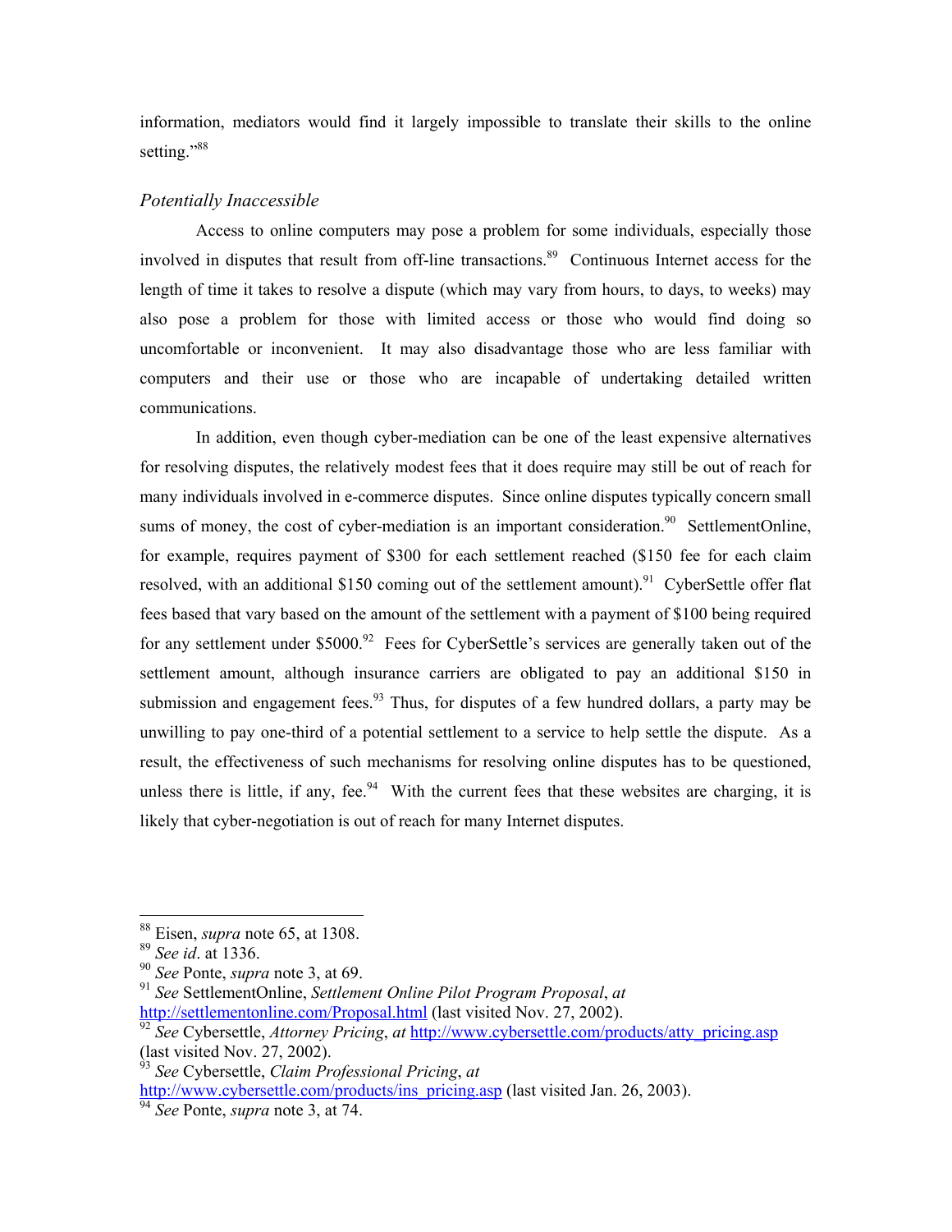information, mediators would find it largely impossible to translate their skills to the online setting."[88]

*Potentially Inaccessible*

Access to online computers may pose a problem for some individuals, especially those involved in disputes that result from off-line transactions.[89] Continuous Internet access for the length of time it takes to resolve a dispute (which may vary from hours, to days, to weeks) may also pose a problem for those with limited access or those who would find doing so uncomfortable or inconvenient. It may also disadvantage those who are less familiar with computers and their use or those who are incapable of undertaking detailed written communications.

In addition, even though cyber-mediation can be one of the least expensive alternatives for resolving disputes, the relatively modest fees that it does require may still be out of reach for many individuals involved in e-commerce disputes. Since online disputes typically concern small sums of money, the cost of cyber-mediation is an important consideration.[90] SettlementOnline, for example, requires payment of $300 for each settlement reached ($150 fee for each claim resolved, with an additional $150 coming out of the settlement amount).[91] CyberSettle offer flat fees based that vary based on the amount of the settlement with a payment of $100 being required for any settlement under $5000.[92] Fees for CyberSettle's services are generally taken out of the settlement amount, although insurance carriers are obligated to pay an additional $150 in submission and engagement fees.[93] Thus, for disputes of a few hundred dollars, a party may be unwilling to pay one-third of a potential settlement to a service to help settle the dispute. As a result, the effectiveness of such mechanisms for resolving online disputes has to be questioned, unless there is little, if any, fee.[94] With the current fees that these websites are charging, it is likely that cyber-negotiation is out of reach for many Internet disputes.

---

[88] Eisen, *supra* note 65, at 1308.
[89] *See id*. at 1336.
[90] *See* Ponte, *supra* note 3, at 69.
[91] *See* SettlementOnline, *Settlement Online Pilot Program Proposal*, *at* http://settlementonline.com/Proposal.html (last visited Nov. 27, 2002).
[92] *See* Cybersettle, *Attorney Pricing*, *at* http://www.cybersettle.com/products/atty_pricing.asp (last visited Nov. 27, 2002).
[93] *See* Cybersettle, *Claim Professional Pricing*, *at* http://www.cybersettle.com/products/ins_pricing.asp (last visited Jan. 26, 2003).
[94] *See* Ponte, *supra* note 3, at 74.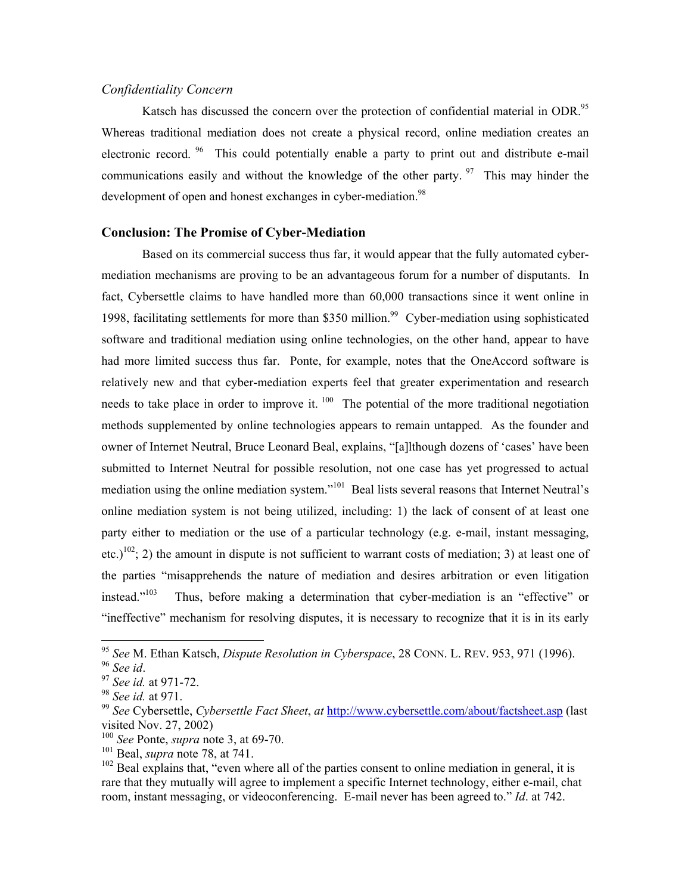*Confidentiality Concern*

Katsch has discussed the concern over the protection of confidential material in ODR.[95] Whereas traditional mediation does not create a physical record, online mediation creates an electronic record.[96] This could potentially enable a party to print out and distribute e-mail communications easily and without the knowledge of the other party.[97] This may hinder the development of open and honest exchanges in cyber-mediation.[98]

## Conclusion: The Promise of Cyber-Mediation

Based on its commercial success thus far, it would appear that the fully automated cyber-mediation mechanisms are proving to be an advantageous forum for a number of disputants. In fact, Cybersettle claims to have handled more than 60,000 transactions since it went online in 1998, facilitating settlements for more than $350 million.[99] Cyber-mediation using sophisticated software and traditional mediation using online technologies, on the other hand, appear to have had more limited success thus far. Ponte, for example, notes that the OneAccord software is relatively new and that cyber-mediation experts feel that greater experimentation and research needs to take place in order to improve it.[100] The potential of the more traditional negotiation methods supplemented by online technologies appears to remain untapped. As the founder and owner of Internet Neutral, Bruce Leonard Beal, explains, "[a]lthough dozens of 'cases' have been submitted to Internet Neutral for possible resolution, not one case has yet progressed to actual mediation using the online mediation system."[101] Beal lists several reasons that Internet Neutral's online mediation system is not being utilized, including: 1) the lack of consent of at least one party either to mediation or the use of a particular technology (e.g. e-mail, instant messaging, etc.)[102]; 2) the amount in dispute is not sufficient to warrant costs of mediation; 3) at least one of the parties "misapprehends the nature of mediation and desires arbitration or even litigation instead."[103] Thus, before making a determination that cyber-mediation is an "effective" or "ineffective" mechanism for resolving disputes, it is necessary to recognize that it is in its early

---

[95] *See* M. Ethan Katsch, *Dispute Resolution in Cyberspace*, 28 CONN. L. REV. 953, 971 (1996).

[96] *See id*.

[97] *See id.* at 971-72.

[98] *See id.* at 971.

[99] *See* Cybersettle, *Cybersettle Fact Sheet*, *at* http://www.cybersettle.com/about/factsheet.asp (last visited Nov. 27, 2002)

[100] *See* Ponte, *supra* note 3, at 69-70.

[101] Beal, *supra* note 78, at 741.

[102] Beal explains that, "even where all of the parties consent to online mediation in general, it is rare that they mutually will agree to implement a specific Internet technology, either e-mail, chat room, instant messaging, or videoconferencing. E-mail never has been agreed to." *Id*. at 742.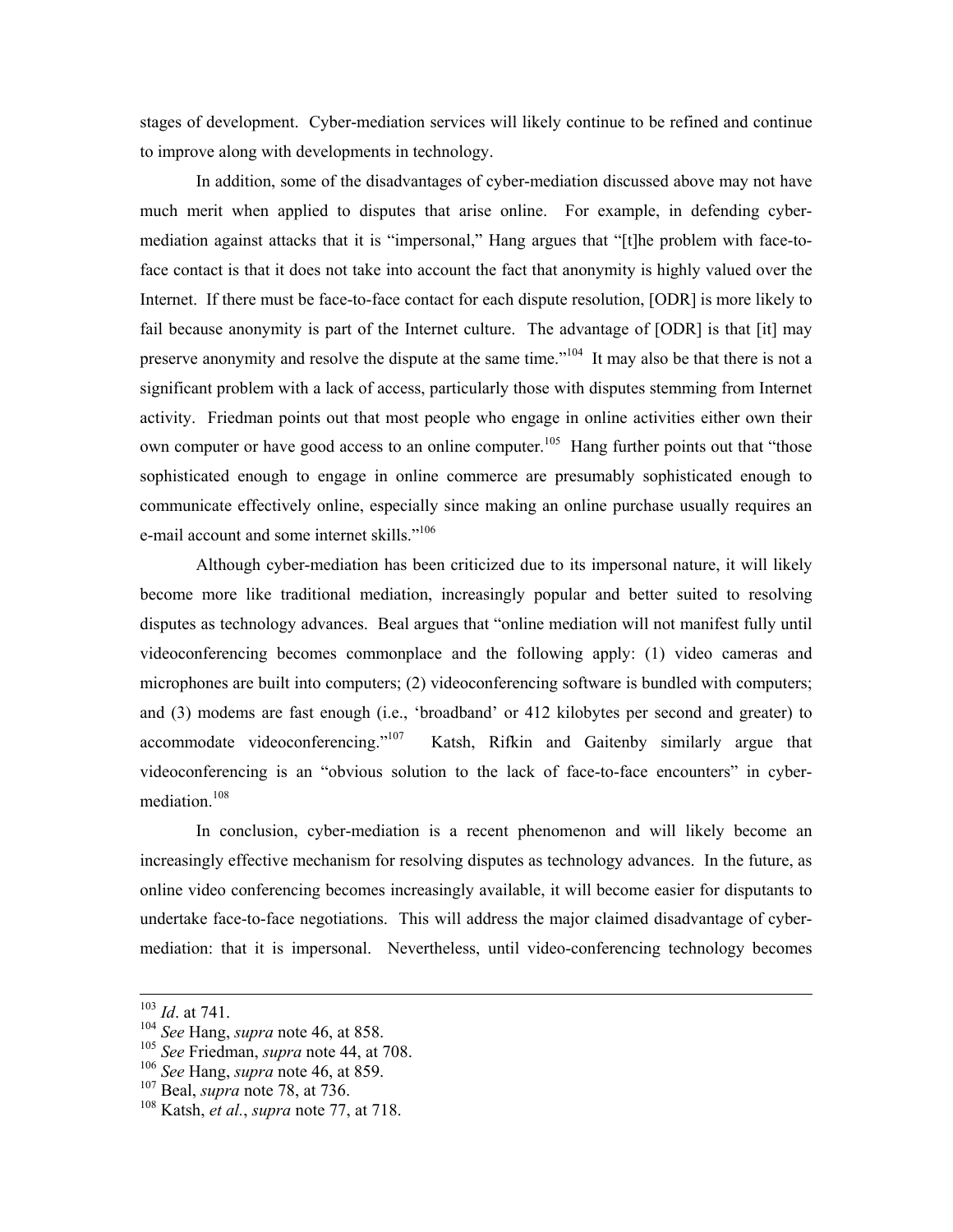stages of development. Cyber-mediation services will likely continue to be refined and continue to improve along with developments in technology.

In addition, some of the disadvantages of cyber-mediation discussed above may not have much merit when applied to disputes that arise online. For example, in defending cyber-mediation against attacks that it is "impersonal," Hang argues that "[t]he problem with face-to-face contact is that it does not take into account the fact that anonymity is highly valued over the Internet. If there must be face-to-face contact for each dispute resolution, [ODR] is more likely to fail because anonymity is part of the Internet culture. The advantage of [ODR] is that [it] may preserve anonymity and resolve the dispute at the same time."[104] It may also be that there is not a significant problem with a lack of access, particularly those with disputes stemming from Internet activity. Friedman points out that most people who engage in online activities either own their own computer or have good access to an online computer.[105] Hang further points out that "those sophisticated enough to engage in online commerce are presumably sophisticated enough to communicate effectively online, especially since making an online purchase usually requires an e-mail account and some internet skills."[106]

Although cyber-mediation has been criticized due to its impersonal nature, it will likely become more like traditional mediation, increasingly popular and better suited to resolving disputes as technology advances. Beal argues that "online mediation will not manifest fully until videoconferencing becomes commonplace and the following apply: (1) video cameras and microphones are built into computers; (2) videoconferencing software is bundled with computers; and (3) modems are fast enough (i.e., 'broadband' or 412 kilobytes per second and greater) to accommodate videoconferencing."[107] Katsh, Rifkin and Gaitenby similarly argue that videoconferencing is an "obvious solution to the lack of face-to-face encounters" in cyber-mediation.[108]

In conclusion, cyber-mediation is a recent phenomenon and will likely become an increasingly effective mechanism for resolving disputes as technology advances. In the future, as online video conferencing becomes increasingly available, it will become easier for disputants to undertake face-to-face negotiations. This will address the major claimed disadvantage of cyber-mediation: that it is impersonal. Nevertheless, until video-conferencing technology becomes

---

[103] *Id*. at 741.
[104] *See* Hang, *supra* note 46, at 858.
[105] *See* Friedman, *supra* note 44, at 708.
[106] *See* Hang, *supra* note 46, at 859.
[107] Beal, *supra* note 78, at 736.
[108] Katsh, *et al.*, *supra* note 77, at 718.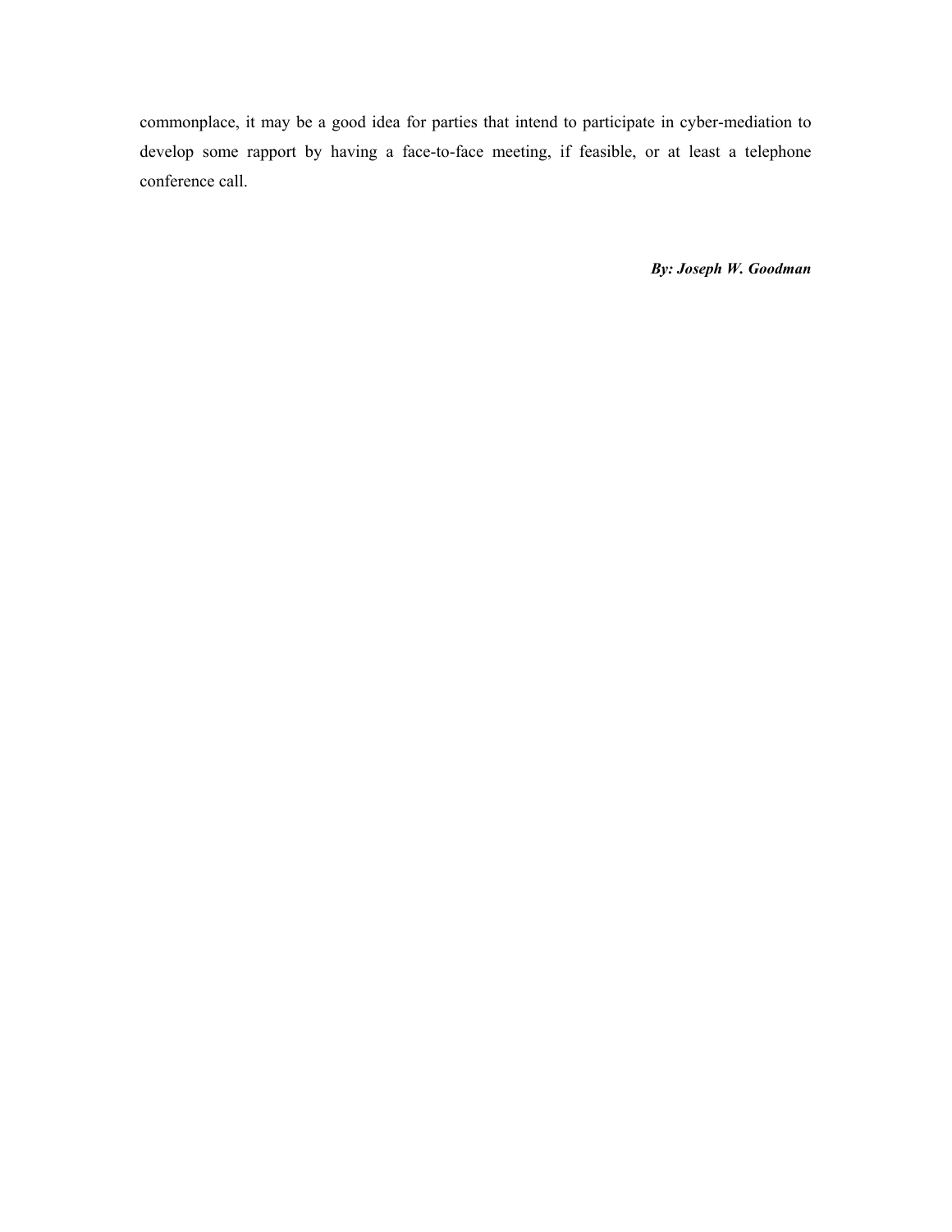commonplace, it may be a good idea for parties that intend to participate in cyber-mediation to develop some rapport by having a face-to-face meeting, if feasible, or at least a telephone conference call.

***By: Joseph W. Goodman***